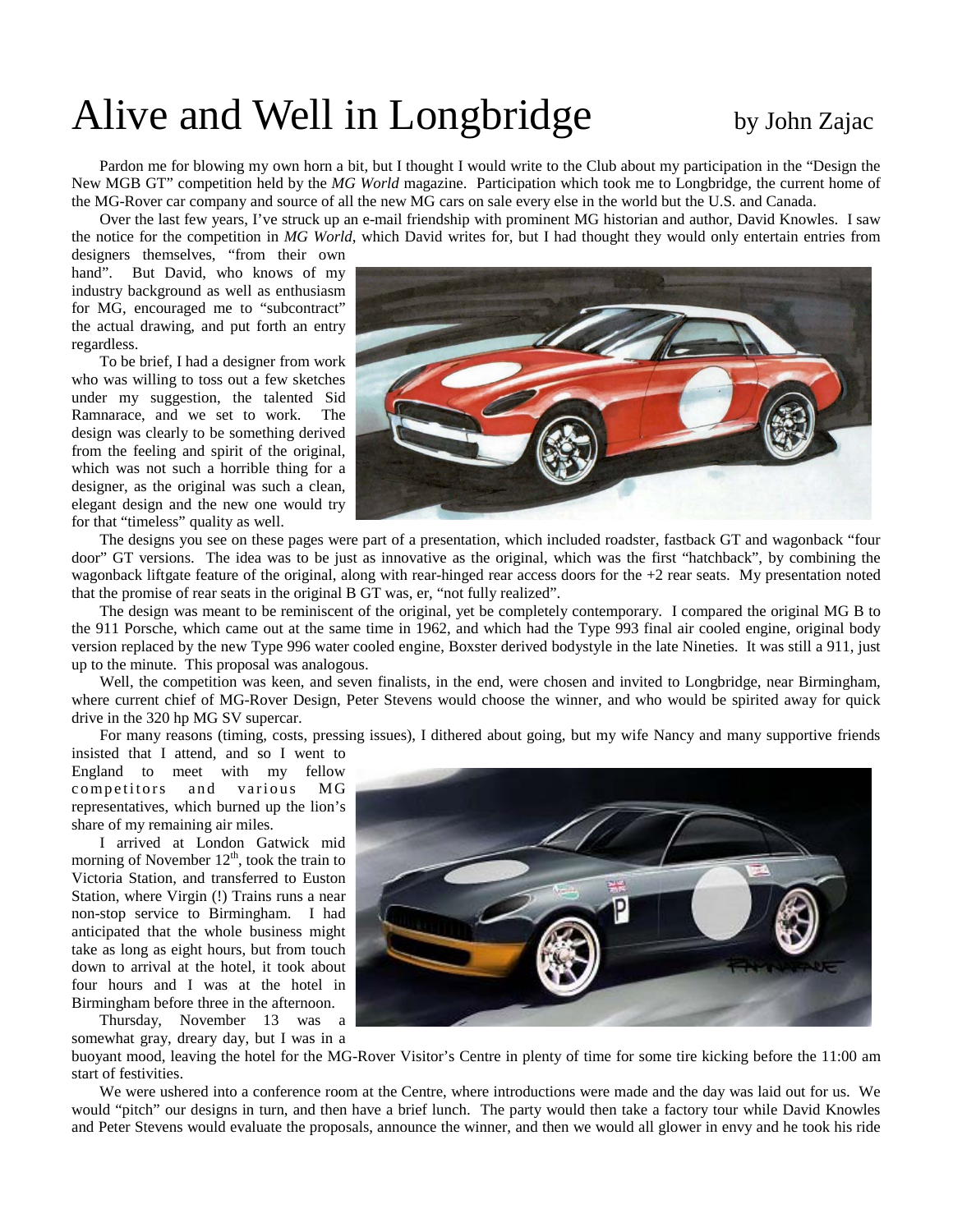# Alive and Well in Longbridge

by John Zajac

Pardon me for blowing my own horn a bit, but I thought I would write to the Club about my participation in the "Design the New MGB GT" competition held by the *MG World* magazine. Participation which took me to Longbridge, the current home of the MG-Rover car company and source of all the new MG cars on sale every else in the world but the U.S. and Canada.

Over the last few years, I've struck up an e-mail friendship with prominent MG historian and author, David Knowles. I saw the notice for the competition in *MG World*, which David writes for, but I had thought they would only entertain entries from designers themselves, "from their own hand". But David, who knows of my industry background as well as enthusiasm for MG, encouraged me to "subcontract" the actual drawing, and put forth an entry regardless.

To be brief, I had a designer from work who was willing to toss out a few sketches under my suggestion, the talented Sid Ramnarace, and we set to work. The design was clearly to be something derived from the feeling and spirit of the original, which was not such a horrible thing for a designer, as the original was such a clean, elegant design and the new one would try for that "timeless" quality as well.

The designs you see on these pages were part of a presentation, which included roadster, fastback GT and wagonback "four door" GT versions. The idea was to be just as innovative as the original, which was the first "hatchback", by combining the wagonback liftgate feature of the original, along with rear-hinged rear access doors for the +2 rear seats. My presentation noted that the promise of rear seats in the original B GT was, er, "not fully realized".

The design was meant to be reminiscent of the original, yet be completely contemporary. I compared the original MG B to the 911 Porsche, which came out at the same time in 1962, and which had the Type 993 final air cooled engine, original body version replaced by the new Type 996 water cooled engine, Boxster derived bodystyle in the late Nineties. It was still a 911, just up to the minute. This proposal was analogous.

Well, the competition was keen, and seven finalists, in the end, were chosen and invited to Longbridge, near Birmingham, where current chief of MG-Rover Design, Peter Stevens would choose the winner, and who would be spirited away for quick drive in the 320 hp MG SV supercar.

For many reasons (timing, costs, pressing issues), I dithered about going, but my wife Nancy and many supportive friends insisted that I attend, and so I went to England to meet with my fellow competitors and various MG representatives, which burned up the lion's share of my remaining air miles.

I arrived at London Gatwick mid morning of November 12th, took the train to Victoria Station, and transferred to Euston Station, where Virgin (!) Trains runs a near non-stop service to Birmingham. I had anticipated that the whole business might take as long as eight hours, but from touch down to arrival at the hotel, it took about four hours and I was at the hotel in Birmingham before three in the afternoon.

Thursday, November 13 was a somewhat gray, dreary day, but I was in a buoyant mood, leaving the hotel for the MG-Rover Visitor's Centre in plenty of time for some tire kicking before the 11:00 am start of festivities.

We were ushered into a conference room at the Centre, where introductions were made and the day was laid out for us. We would "pitch" our designs in turn, and then have a brief lunch. The party would then take a factory tour while David Knowles and Peter Stevens would evaluate the proposals, announce the winner, and then we would all glower in envy and he took his ride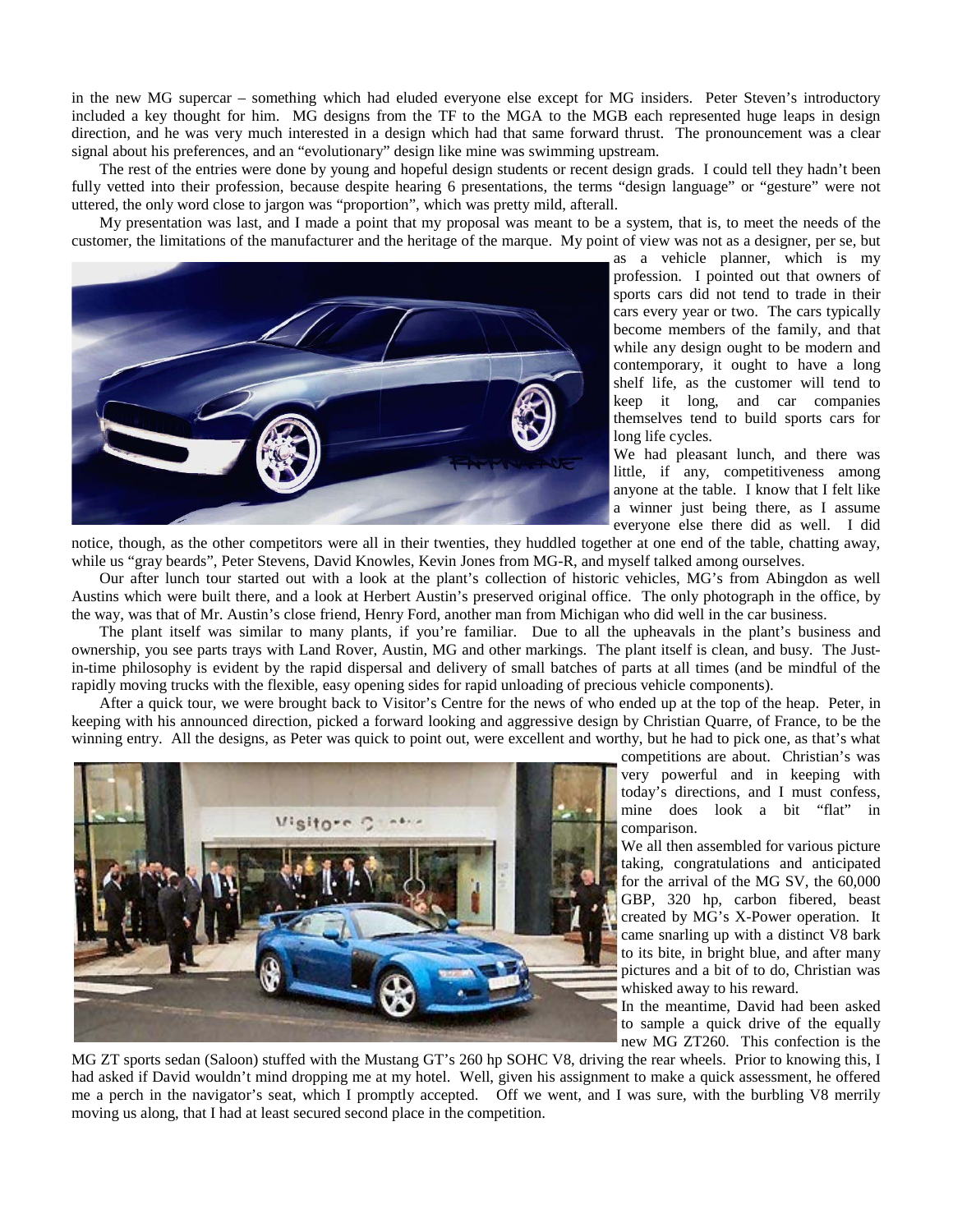in the new MG supercar – something which had eluded everyone else except for MG insiders. Peter Steven's introductory included a key thought for him. MG designs from the TF to the MGA to the MGB each represented huge leaps in design direction, and he was very much interested in a design which had that same forward thrust. The pronouncement was a clear signal about his preferences, and an "evolutionary" design like mine was swimming upstream.

The rest of the entries were done by young and hopeful design students or recent design grads. I could tell they hadn't been fully vetted into their profession, because despite hearing 6 presentations, the terms "design language" or "gesture" were not uttered, the only word close to jargon was "proportion", which was pretty mild, afterall.

My presentation was last, and I made a point that my proposal was meant to be a system, that is, to meet the needs of the customer, the limitations of the manufacturer and the heritage of the marque. My point of view was not as a designer, per se, but as a vehicle planner, which is my profession. I pointed out that owners of sports cars did not tend to trade in their cars every year or two. The cars typically become members of the family, and that while any design ought to be modern and contemporary, it ought to have a long shelf life, as the customer will tend to keep it long, and car companies themselves tend to build sports cars for long life cycles.

We had pleasant lunch, and there was little, if any, competitiveness among anyone at the table. I know that I felt like a winner just being there, as I assume everyone else there did as well. I did notice, though, as the other competitors were all in their twenties, they huddled together at one end of the table, chatting away, while us "gray beards", Peter Stevens, David Knowles, Kevin Jones from MG-R, and myself talked among ourselves.

Our after lunch tour started out with a look at the plant's collection of historic vehicles, MG's from Abingdon as well Austins which were built there, and a look at Herbert Austin's preserved original office. The only photograph in the office, by the way, was that of Mr. Austin's close friend, Henry Ford, another man from Michigan who did well in the car business.

The plant itself was similar to many plants, if you're familiar. Due to all the upheavals in the plant's business and ownership, you see parts trays with Land Rover, Austin, MG and other markings. The plant itself is clean, and busy. The Just-in-time philosophy is evident by the rapid dispersal and delivery of small batches of parts at all times (and be mindful of the rapidly moving trucks with the flexible, easy opening sides for rapid unloading of precious vehicle components).

After a quick tour, we were brought back to Visitor's Centre for the news of who ended up at the top of the heap. Peter, in keeping with his announced direction, picked a forward looking and aggressive design by Christian Quarre, of France, to be the winning entry. All the designs, as Peter was quick to point out, were excellent and worthy, but he had to pick one, as that's what competitions are about. Christian's was very powerful and in keeping with today's directions, and I must confess, mine does look a bit "flat" in comparison.

We all then assembled for various picture taking, congratulations and anticipated for the arrival of the MG SV, the 60,000 GBP, 320 hp, carbon fibered, beast created by MG's X-Power operation. It came snarling up with a distinct V8 bark to its bite, in bright blue, and after many pictures and a bit of to do, Christian was whisked away to his reward.

In the meantime, David had been asked to sample a quick drive of the equally new MG ZT260. This confection is the MG ZT sports sedan (Saloon) stuffed with the Mustang GT's 260 hp SOHC V8, driving the rear wheels. Prior to knowing this, I had asked if David wouldn't mind dropping me at my hotel. Well, given his assignment to make a quick assessment, he offered me a perch in the navigator's seat, which I promptly accepted. Off we went, and I was sure, with the burbling V8 merrily moving us along, that I had at least secured second place in the competition.